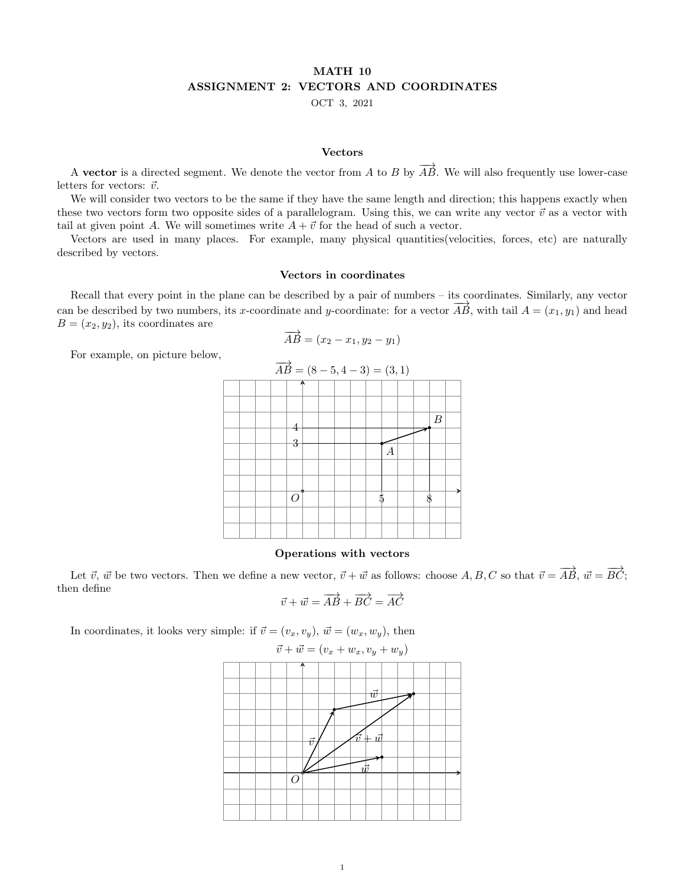# MATH 10

## ASSIGNMENT 2: VECTORS AND COORDINATES

OCT 3, 2021

### Vectors

A **vector** is a directed segment. We denote the vector from $A$ to $B$ by $\overrightarrow{AB}$. We will also frequently use lower-case letters for vectors: $\vec{v}$.

We will consider two vectors to be the same if they have the same length and direction; this happens exactly when these two vectors form two opposite sides of a parallelogram. Using this, we can write any vector $\vec{v}$ as a vector with tail at given point $A$. We will sometimes write $A + \vec{v}$ for the head of such a vector.

Vectors are used in many places. For example, many physical quantities(velocities, forces, etc) are naturally described by vectors.

### Vectors in coordinates

Recall that every point in the plane can be described by a pair of numbers – its coordinates. Similarly, any vector can be described by two numbers, its $x$-coordinate and $y$-coordinate: for a vector $\overrightarrow{AB}$, with tail $A = (x_1, y_1)$ and head $B = (x_2, y_2)$, its coordinates are

$$\overrightarrow{AB} = (x_2 - x_1, y_2 - y_1)$$

For example, on picture below,

$$\overrightarrow{AB} = (8 - 5, 4 - 3) = (3, 1)$$

### Operations with vectors

Let $\vec{v}$, $\vec{w}$ be two vectors. Then we define a new vector, $\vec{v} + \vec{w}$ as follows: choose $A, B, C$ so that $\vec{v} = \overrightarrow{AB}$, $\vec{w} = \overrightarrow{BC}$; then define

$$\vec{v} + \vec{w} = \overrightarrow{AB} + \overrightarrow{BC} = \overrightarrow{AC}$$

In coordinates, it looks very simple: if $\vec{v} = (v_x, v_y)$, $\vec{w} = (w_x, w_y)$, then

$$\vec{v} + \vec{w} = (v_x + w_x, v_y + w_y)$$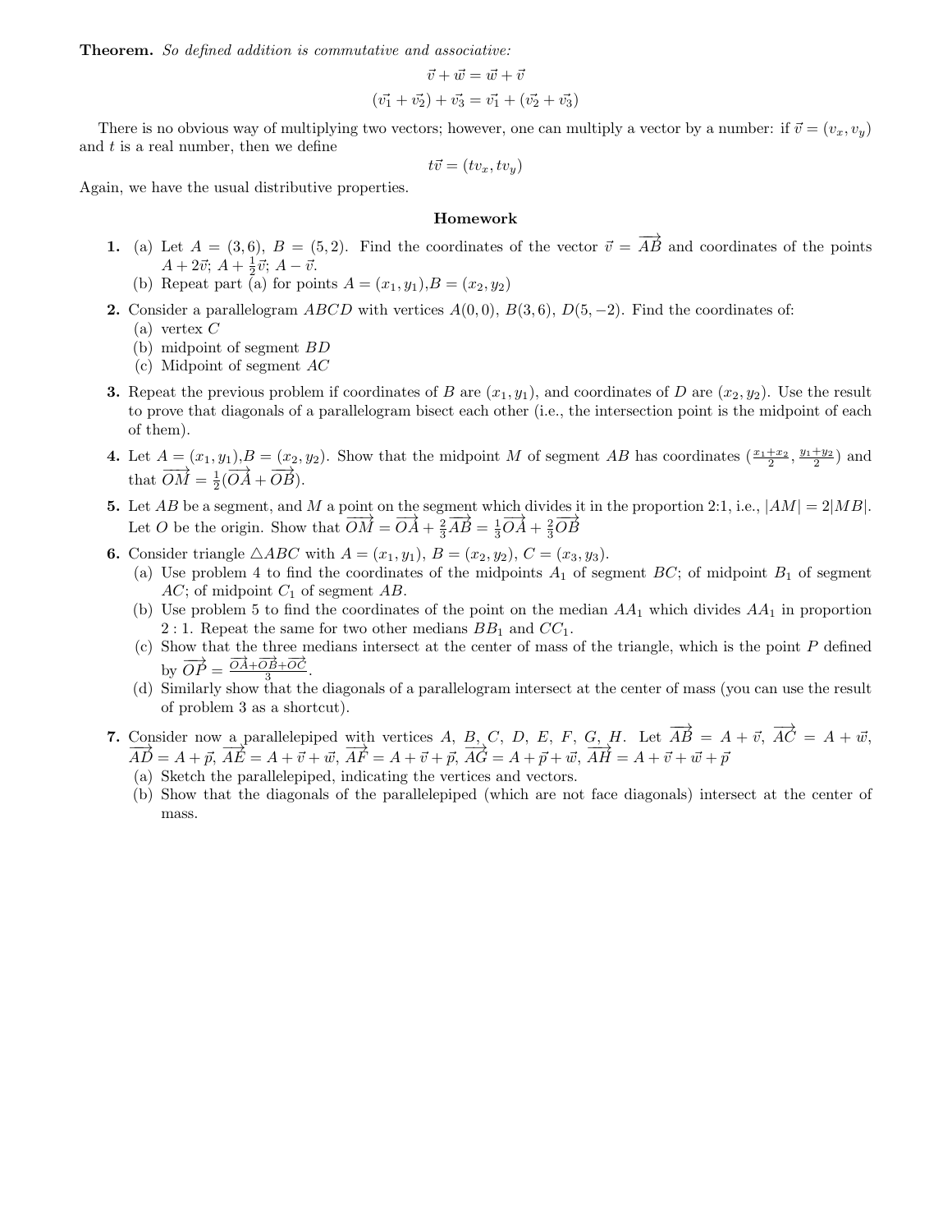**Theorem.** *So defined addition is commutative and associative:*

$$\vec{v} + \vec{w} = \vec{w} + \vec{v}$$

$$(\vec{v_1} + \vec{v_2}) + \vec{v_3} = \vec{v_1} + (\vec{v_2} + \vec{v_3})$$

There is no obvious way of multiplying two vectors; however, one can multiply a vector by a number: if $\vec{v} = (v_x, v_y)$ and $t$ is a real number, then we define

$$t\vec{v} = (tv_x, tv_y)$$

Again, we have the usual distributive properties.

## Homework

**1.** (a) Let $A = (3, 6)$, $B = (5, 2)$. Find the coordinates of the vector $\vec{v} = \overrightarrow{AB}$ and coordinates of the points $A + 2\vec{v}$; $A + \frac{1}{2}\vec{v}$; $A - \vec{v}$.

(b) Repeat part (a) for points $A = (x_1, y_1)$, $B = (x_2, y_2)$

**2.** Consider a parallelogram $ABCD$ with vertices $A(0, 0)$, $B(3, 6)$, $D(5, -2)$. Find the coordinates of:

(a) vertex $C$

(b) midpoint of segment $BD$

(c) Midpoint of segment $AC$

**3.** Repeat the previous problem if coordinates of $B$ are $(x_1, y_1)$, and coordinates of $D$ are $(x_2, y_2)$. Use the result to prove that diagonals of a parallelogram bisect each other (i.e., the intersection point is the midpoint of each of them).

**4.** Let $A = (x_1, y_1)$, $B = (x_2, y_2)$. Show that the midpoint $M$ of segment $AB$ has coordinates $(\frac{x_1+x_2}{2}, \frac{y_1+y_2}{2})$ and that $\overrightarrow{OM} = \frac{1}{2}(\overrightarrow{OA} + \overrightarrow{OB})$.

**5.** Let $AB$ be a segment, and $M$ a point on the segment which divides it in the proportion 2:1, i.e., $|AM| = 2|MB|$. Let $O$ be the origin. Show that $\overrightarrow{OM} = \overrightarrow{OA} + \frac{2}{3}\overrightarrow{AB} = \frac{1}{3}\overrightarrow{OA} + \frac{2}{3}\overrightarrow{OB}$

**6.** Consider triangle $\triangle ABC$ with $A = (x_1, y_1)$, $B = (x_2, y_2)$, $C = (x_3, y_3)$.

(a) Use problem 4 to find the coordinates of the midpoints $A_1$ of segment $BC$; of midpoint $B_1$ of segment $AC$; of midpoint $C_1$ of segment $AB$.

(b) Use problem 5 to find the coordinates of the point on the median $AA_1$ which divides $AA_1$ in proportion $2 : 1$. Repeat the same for two other medians $BB_1$ and $CC_1$.

(c) Show that the three medians intersect at the center of mass of the triangle, which is the point $P$ defined by $\overrightarrow{OP} = \frac{\overrightarrow{OA} + \overrightarrow{OB} + \overrightarrow{OC}}{3}$.

(d) Similarly show that the diagonals of a parallelogram intersect at the center of mass (you can use the result of problem 3 as a shortcut).

**7.** Consider now a parallelepiped with vertices $A$, $B$, $C$, $D$, $E$, $F$, $G$, $H$. Let $\overrightarrow{AB} = A + \vec{v}$, $\overrightarrow{AC} = A + \vec{w}$, $\overrightarrow{AD} = A + \vec{p}$, $\overrightarrow{AE} = A + \vec{v} + \vec{w}$, $\overrightarrow{AF} = A + \vec{v} + \vec{p}$, $\overrightarrow{AG} = A + \vec{p} + \vec{w}$, $\overrightarrow{AH} = A + \vec{v} + \vec{w} + \vec{p}$

(a) Sketch the parallelepiped, indicating the vertices and vectors.

(b) Show that the diagonals of the parallelepiped (which are not face diagonals) intersect at the center of mass.